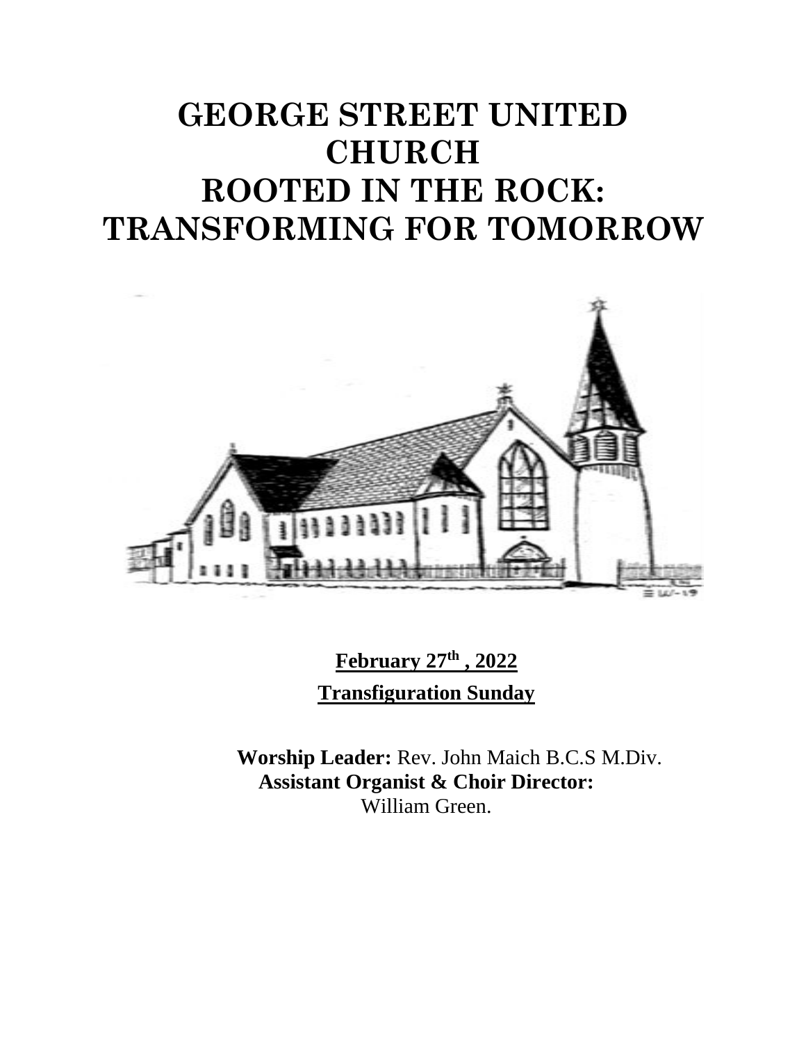# GEORGE STREET UNITED CHURCH
# ROOTED IN THE ROCK: TRANSFORMING FOR TOMORROW

**February 27th , 2022**

**Transfiguration Sunday**

**Worship Leader:** Rev. John Maich B.C.S M.Div.
**Assistant Organist & Choir Director:** William Green.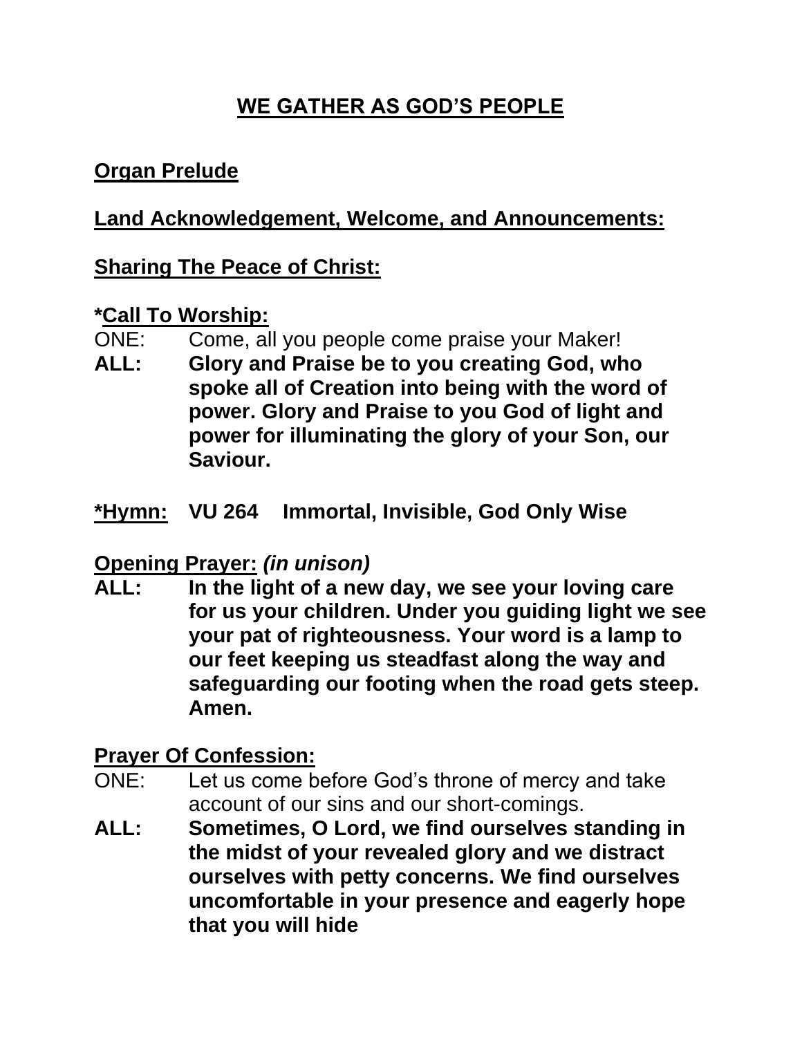# WE GATHER AS GOD'S PEOPLE

**Organ Prelude**

**Land Acknowledgement, Welcome, and Announcements:**

**Sharing The Peace of Christ:**

**\*Call To Worship:**

ONE: Come, all you people come praise your Maker!

**ALL: Glory and Praise be to you creating God, who spoke all of Creation into being with the word of power. Glory and Praise to you God of light and power for illuminating the glory of your Son, our Saviour.**

**\*Hymn: VU 264 Immortal, Invisible, God Only Wise**

**Opening Prayer:** ***(in unison)***

**ALL: In the light of a new day, we see your loving care for us your children. Under you guiding light we see your pat of righteousness. Your word is a lamp to our feet keeping us steadfast along the way and safeguarding our footing when the road gets steep. Amen.**

**Prayer Of Confession:**

ONE: Let us come before God's throne of mercy and take account of our sins and our short-comings.

**ALL: Sometimes, O Lord, we find ourselves standing in the midst of your revealed glory and we distract ourselves with petty concerns. We find ourselves uncomfortable in your presence and eagerly hope that you will hide**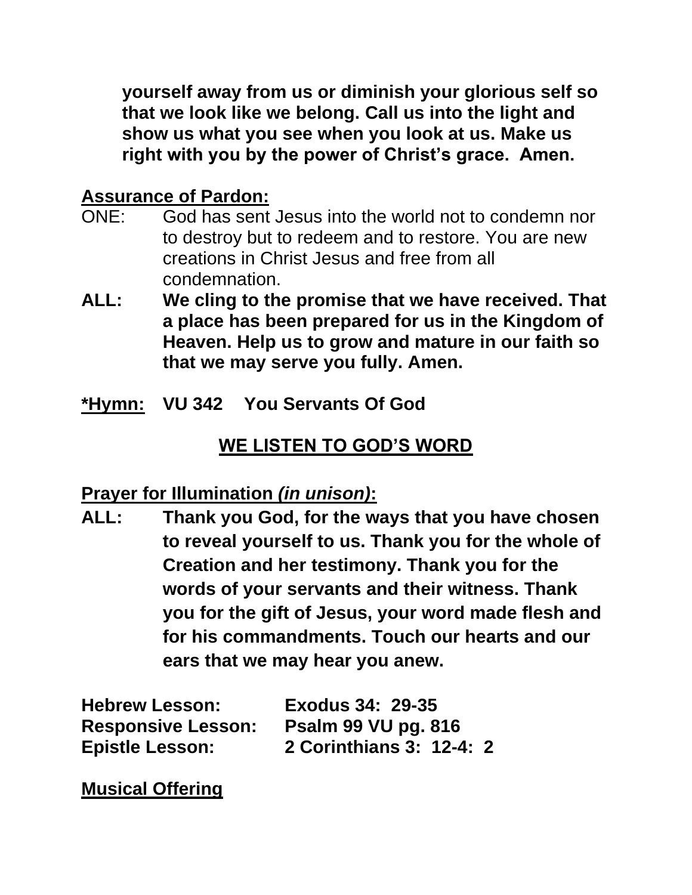**yourself away from us or diminish your glorious self so that we look like we belong. Call us into the light and show us what you see when you look at us. Make us right with you by the power of Christ's grace. Amen.**

**Assurance of Pardon:**

ONE: God has sent Jesus into the world not to condemn nor to destroy but to redeem and to restore. You are new creations in Christ Jesus and free from all condemnation.

**ALL: We cling to the promise that we have received. That a place has been prepared for us in the Kingdom of Heaven. Help us to grow and mature in our faith so that we may serve you fully. Amen.**

**\*Hymn: VU 342 You Servants Of God**

## WE LISTEN TO GOD'S WORD

**Prayer for Illumination *(in unison)*:**

**ALL: Thank you God, for the ways that you have chosen to reveal yourself to us. Thank you for the whole of Creation and her testimony. Thank you for the words of your servants and their witness. Thank you for the gift of Jesus, your word made flesh and for his commandments. Touch our hearts and our ears that we may hear you anew.**

**Hebrew Lesson:** **Exodus 34: 29-35**
**Responsive Lesson:** **Psalm 99 VU pg. 816**
**Epistle Lesson:** **2 Corinthians 3: 12-4: 2**

**Musical Offering**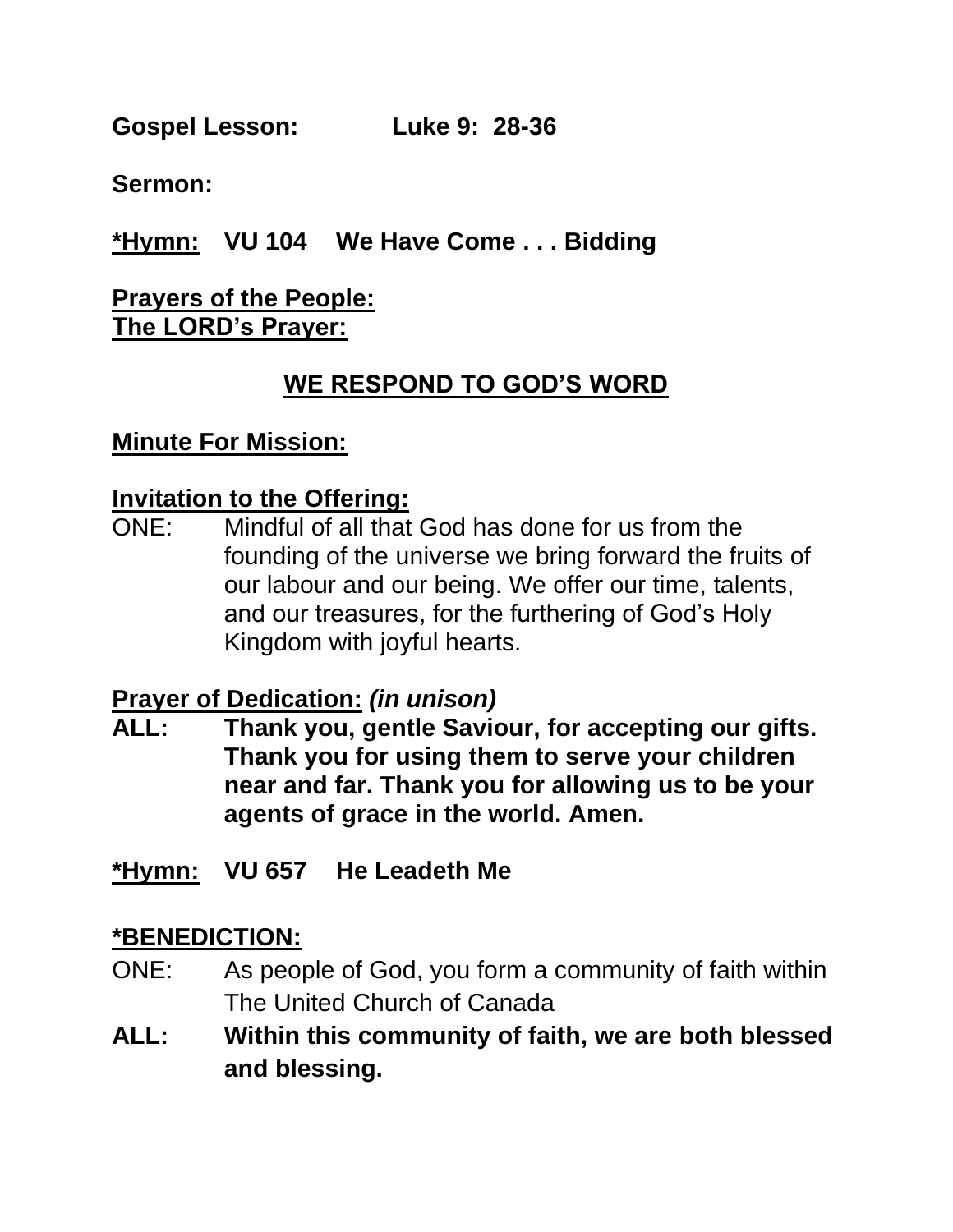**Gospel Lesson:** **Luke 9: 28-36**

**Sermon:**

**<u>*Hymn:</u> VU 104 We Have Come . . . Bidding**

**<u>Prayers of the People:</u>**
**<u>The LORD's Prayer:</u>**

## <u>WE RESPOND TO GOD'S WORD</u>

**<u>Minute For Mission:</u>**

**<u>Invitation to the Offering:</u>**

ONE: Mindful of all that God has done for us from the founding of the universe we bring forward the fruits of our labour and our being. We offer our time, talents, and our treasures, for the furthering of God's Holy Kingdom with joyful hearts.

**<u>Prayer of Dedication:</u>** ***(in unison)***

**ALL: Thank you, gentle Saviour, for accepting our gifts. Thank you for using them to serve your children near and far. Thank you for allowing us to be your agents of grace in the world. Amen.**

**<u>*Hymn:</u> VU 657 He Leadeth Me**

**<u>*BENEDICTION:</u>**

ONE: As people of God, you form a community of faith within The United Church of Canada

**ALL: Within this community of faith, we are both blessed and blessing.**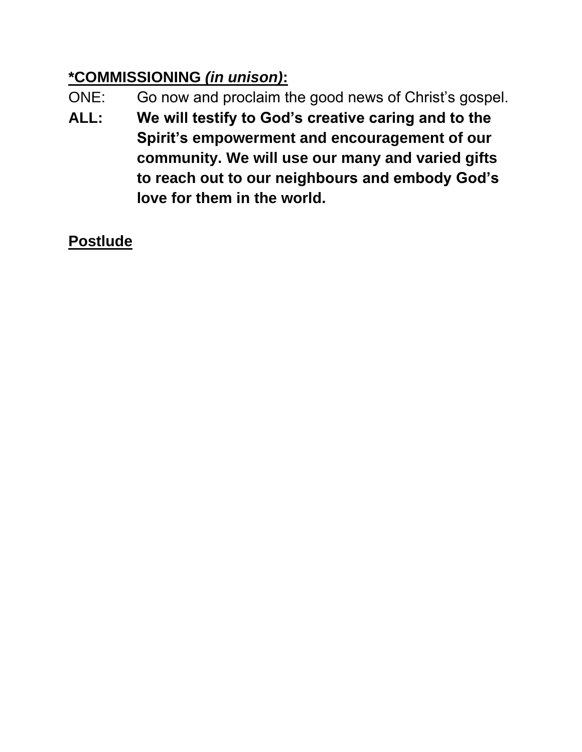**\*COMMISSIONING *(in unison)*:**

ONE: Go now and proclaim the good news of Christ's gospel.

**ALL: We will testify to God's creative caring and to the Spirit's empowerment and encouragement of our community. We will use our many and varied gifts to reach out to our neighbours and embody God's love for them in the world.**

**Postlude**